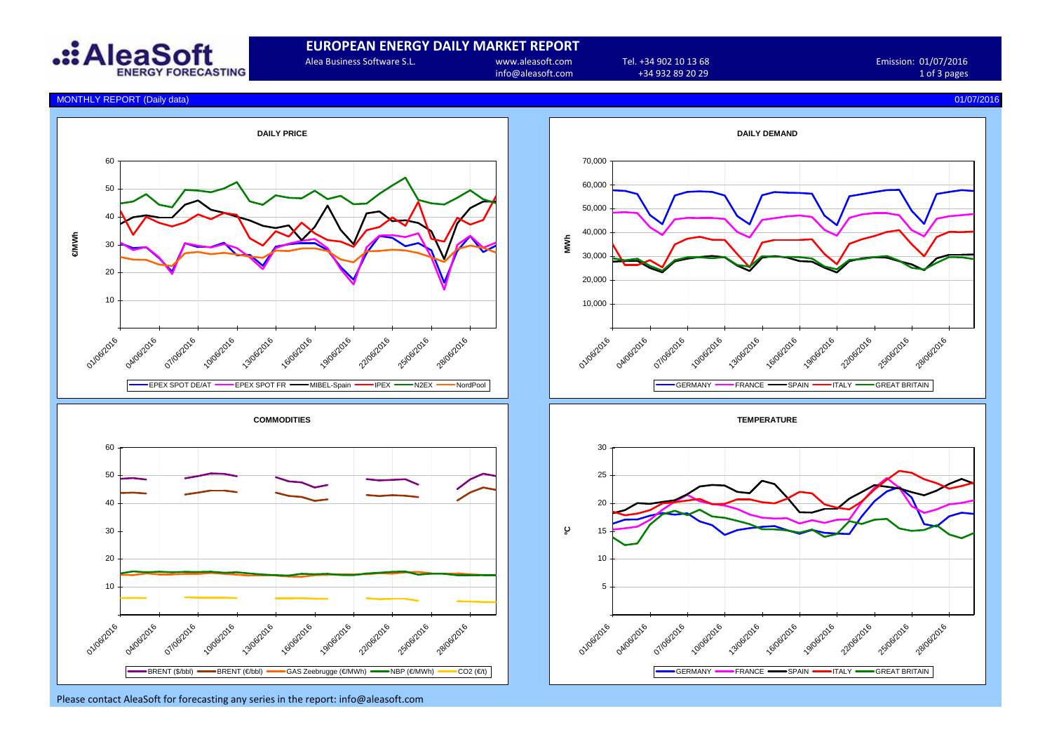# EUROPEAN ENERGY DAILY MARKET REPORT

AleaSoft ENERGY FORECASTING

Alea Business Software S.L.

www.aleasoft.com
info@aleasoft.com

Tel. +34 902 10 13 68
+34 932 89 20 29

Emission: 01/07/2016

## MONTHLY REPORT (Daily data)

01/07/2016

### DAILY PRICE

€/MWh

EPEX SPOT DE/AT — EPEX SPOT FR — MIBEL-Spain — IPEX — N2EX — NordPool

### DAILY DEMAND

MWh

GERMANY — FRANCE — SPAIN — ITALY — GREAT BRITAIN

### COMMODITIES

BRENT ($/bbl) — BRENT (€/bbl) — GAS Zeebrugge (€/MWh) — NBP (€/MWh) — CO2 (€/t)

### TEMPERATURE

°C

GERMANY — FRANCE — SPAIN — ITALY — GREAT BRITAIN

Please contact AleaSoft for forecasting any series in the report: info@aleasoft.com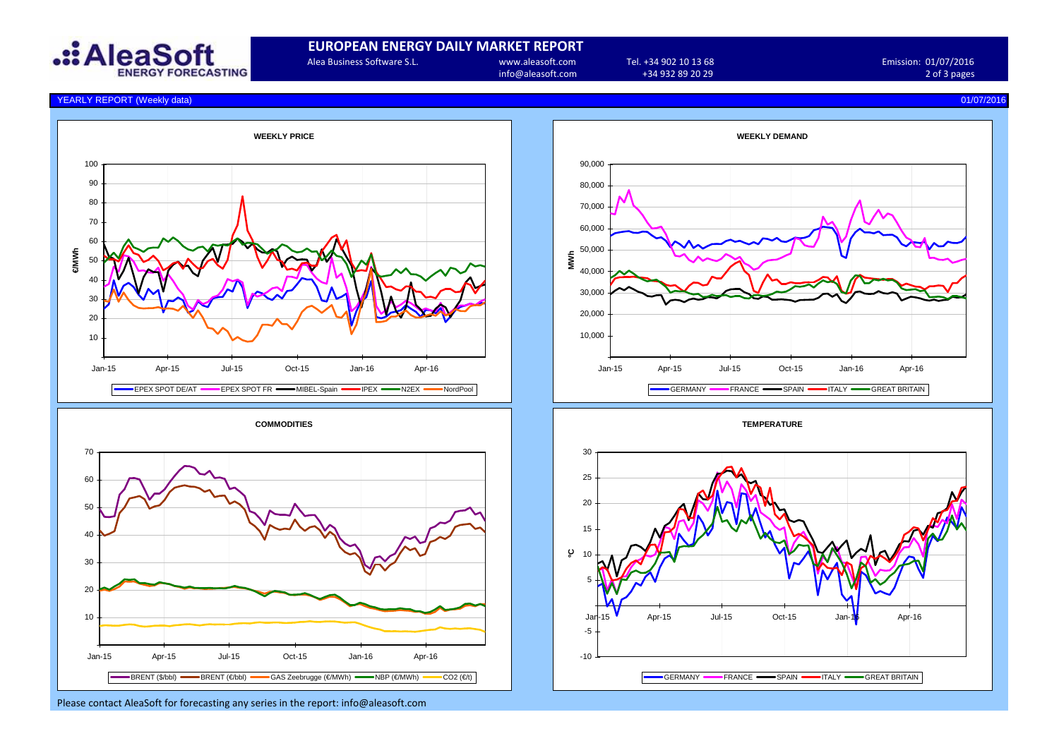# EUROPEAN ENERGY DAILY MARKET REPORT

Alea Business Software S.L. | www.aleasoft.com | info@aleasoft.com | Tel. +34 902 10 13 68 | +34 932 89 20 29 | Emission: 01/07/2016

## YEARLY REPORT (Weekly data) — 01/07/2016

### WEEKLY PRICE

€/MWh

Legend: EPEX SPOT DE/AT, EPEX SPOT FR, MIBEL-Spain, IPEX, N2EX, NordPool

### WEEKLY DEMAND

MWh

Legend: GERMANY, FRANCE, SPAIN, ITALY, GREAT BRITAIN

### COMMODITIES

Legend: BRENT ($/bbl), BRENT (€/bbl), GAS Zeebrugge (€/MWh), NBP (€/MWh), CO2 (€/t)

### TEMPERATURE

°C

Legend: GERMANY, FRANCE, SPAIN, ITALY, GREAT BRITAIN

Please contact AleaSoft for forecasting any series in the report: info@aleasoft.com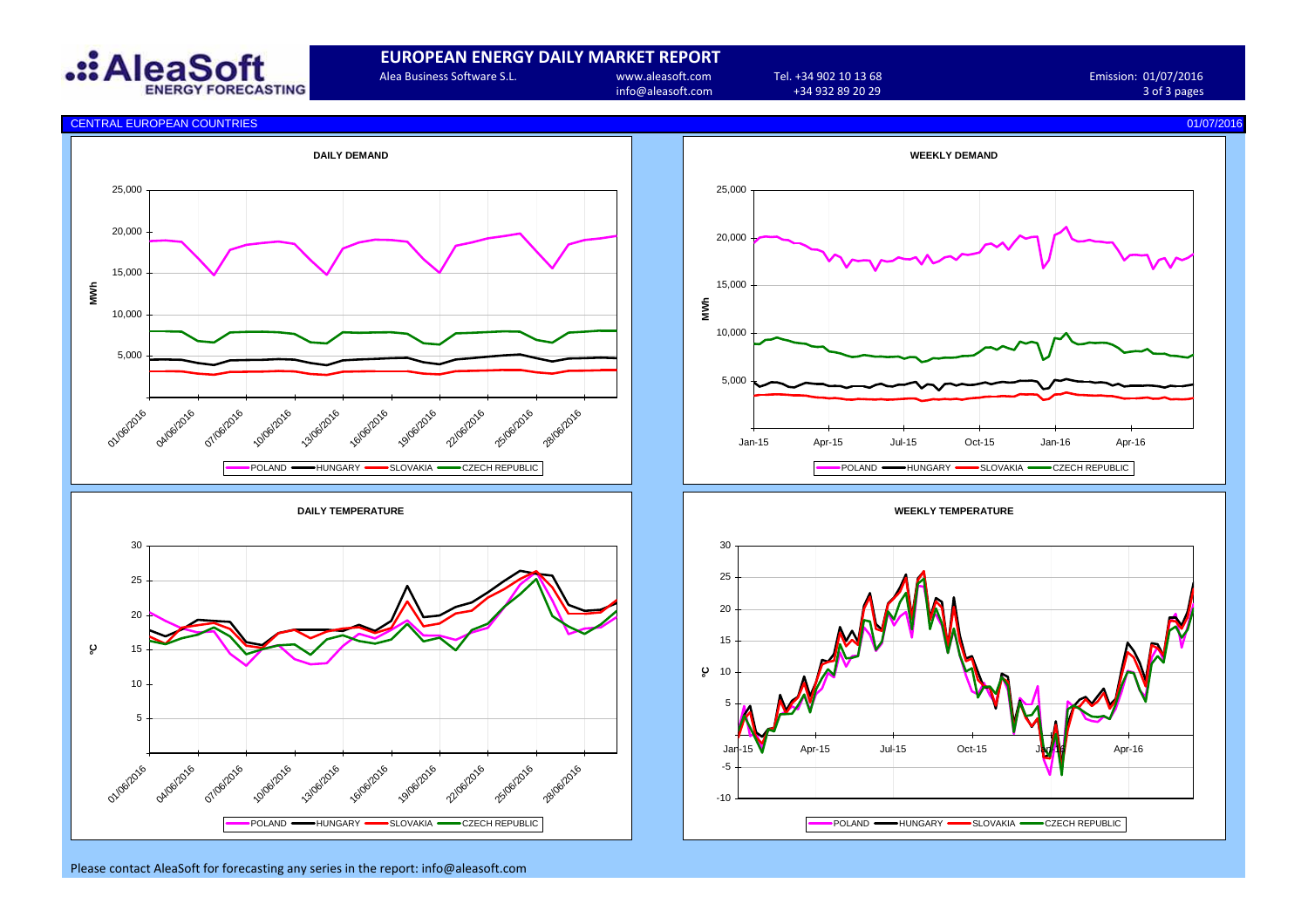# EUROPEAN ENERGY DAILY MARKET REPORT

Alea Business Software S.L. www.aleasoft.com info@aleasoft.com Tel. +34 902 10 13 68 +34 932 89 20 29 Emission: 01/07/2016

## CENTRAL EUROPEAN COUNTRIES

01/07/2016

### DAILY DEMAND

MWh

25,000
20,000
15,000
10,000
5,000

01/06/2016 04/06/2016 07/06/2016 10/06/2016 13/06/2016 16/06/2016 19/06/2016 22/06/2016 25/06/2016 28/06/2016

POLAND HUNGARY SLOVAKIA CZECH REPUBLIC

### WEEKLY DEMAND

MWh

25,000
20,000
15,000
10,000
5,000

Jan-15 Apr-15 Jul-15 Oct-15 Jan-16 Apr-16

POLAND HUNGARY SLOVAKIA CZECH REPUBLIC

### DAILY TEMPERATURE

°C

30
25
20
15
10
5

01/06/2016 04/06/2016 07/06/2016 10/06/2016 13/06/2016 16/06/2016 19/06/2016 22/06/2016 25/06/2016 28/06/2016

POLAND HUNGARY SLOVAKIA CZECH REPUBLIC

### WEEKLY TEMPERATURE

°C

30
25
20
15
10
5
-5
-10

Jan-15 Apr-15 Jul-15 Oct-15 Jan-16 Apr-16

POLAND HUNGARY SLOVAKIA CZECH REPUBLIC

Please contact AleaSoft for forecasting any series in the report: info@aleasoft.com